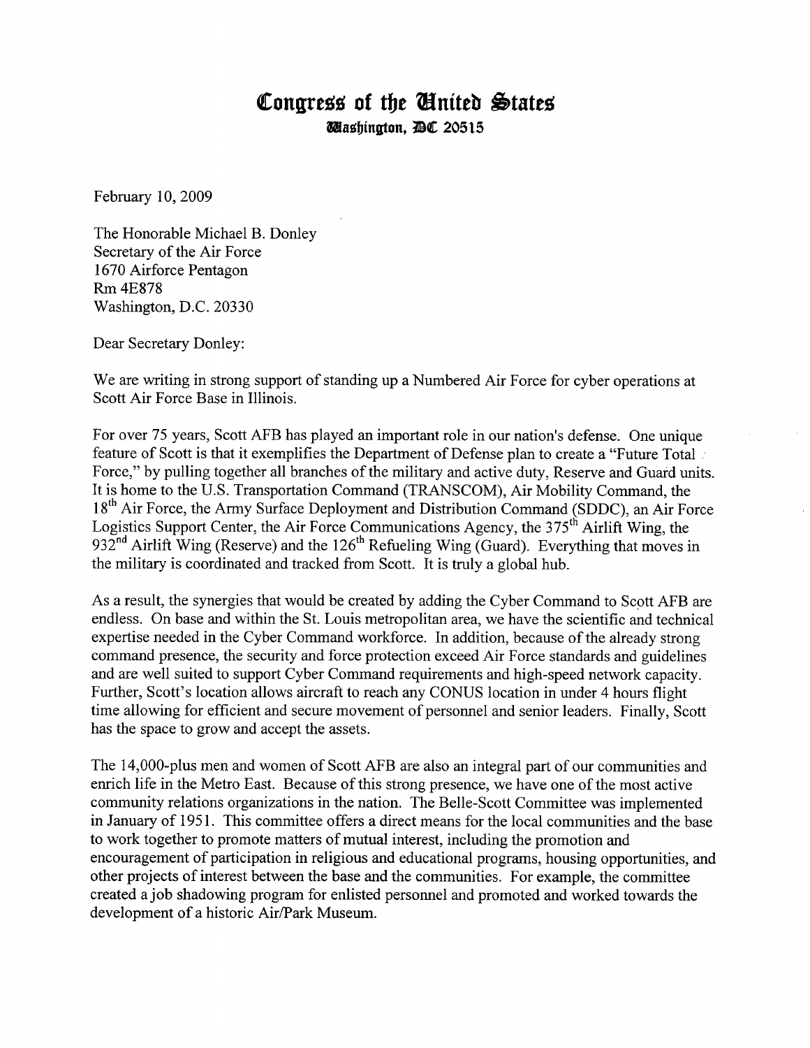# Congress of the United States

**Washington, DC 20515**

February 10, 2009

The Honorable Michael B. Donley
Secretary of the Air Force
1670 Airforce Pentagon
Rm 4E878
Washington, D.C. 20330

Dear Secretary Donley:

We are writing in strong support of standing up a Numbered Air Force for cyber operations at Scott Air Force Base in Illinois.

For over 75 years, Scott AFB has played an important role in our nation's defense. One unique feature of Scott is that it exemplifies the Department of Defense plan to create a "Future Total Force," by pulling together all branches of the military and active duty, Reserve and Guard units. It is home to the U.S. Transportation Command (TRANSCOM), Air Mobility Command, the 18th Air Force, the Army Surface Deployment and Distribution Command (SDDC), an Air Force Logistics Support Center, the Air Force Communications Agency, the 375th Airlift Wing, the 932nd Airlift Wing (Reserve) and the 126th Refueling Wing (Guard). Everything that moves in the military is coordinated and tracked from Scott. It is truly a global hub.

As a result, the synergies that would be created by adding the Cyber Command to Scott AFB are endless. On base and within the St. Louis metropolitan area, we have the scientific and technical expertise needed in the Cyber Command workforce. In addition, because of the already strong command presence, the security and force protection exceed Air Force standards and guidelines and are well suited to support Cyber Command requirements and high-speed network capacity. Further, Scott's location allows aircraft to reach any CONUS location in under 4 hours flight time allowing for efficient and secure movement of personnel and senior leaders. Finally, Scott has the space to grow and accept the assets.

The 14,000-plus men and women of Scott AFB are also an integral part of our communities and enrich life in the Metro East. Because of this strong presence, we have one of the most active community relations organizations in the nation. The Belle-Scott Committee was implemented in January of 1951. This committee offers a direct means for the local communities and the base to work together to promote matters of mutual interest, including the promotion and encouragement of participation in religious and educational programs, housing opportunities, and other projects of interest between the base and the communities. For example, the committee created a job shadowing program for enlisted personnel and promoted and worked towards the development of a historic Air/Park Museum.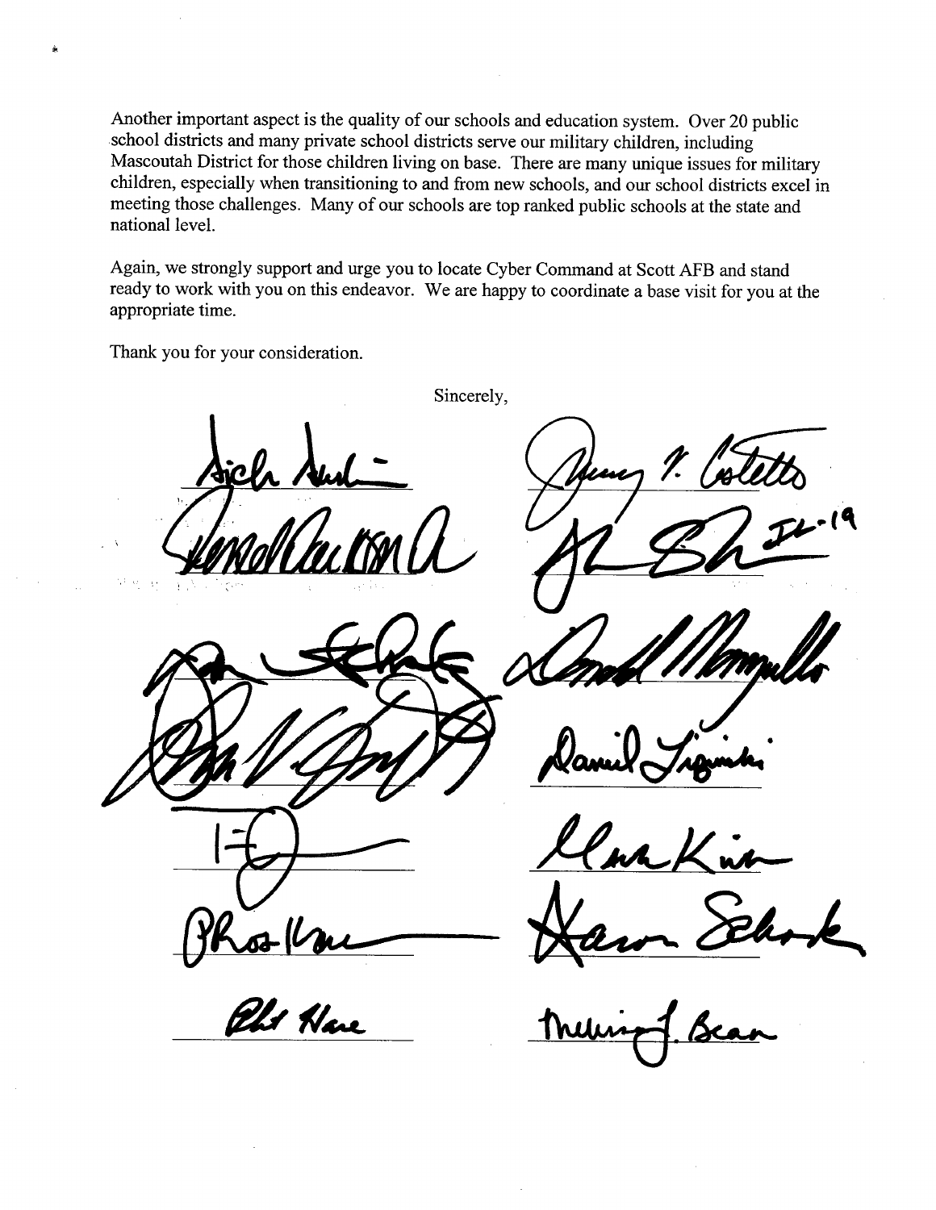Another important aspect is the quality of our schools and education system. Over 20 public school districts and many private school districts serve our military children, including Mascoutah District for those children living on base. There are many unique issues for military children, especially when transitioning to and from new schools, and our school districts excel in meeting those challenges. Many of our schools are top ranked public schools at the state and national level.

Again, we strongly support and urge you to locate Cyber Command at Scott AFB and stand ready to work with you on this endeavor. We are happy to coordinate a base visit for you at the appropriate time.

Thank you for your consideration.

Sincerely,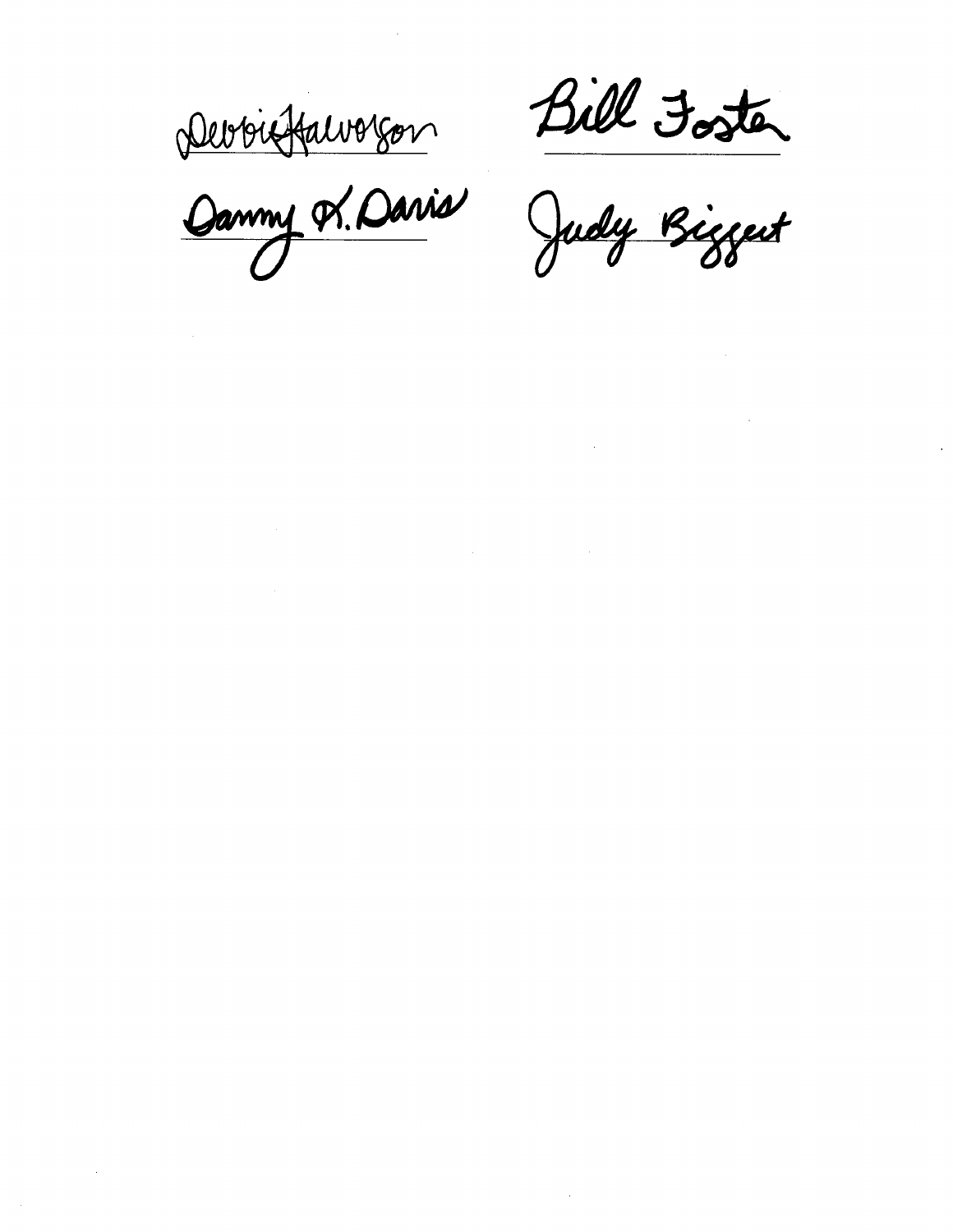Debbie Halvorson    Bill Foster

Danny K. Davis    Judy Biggert